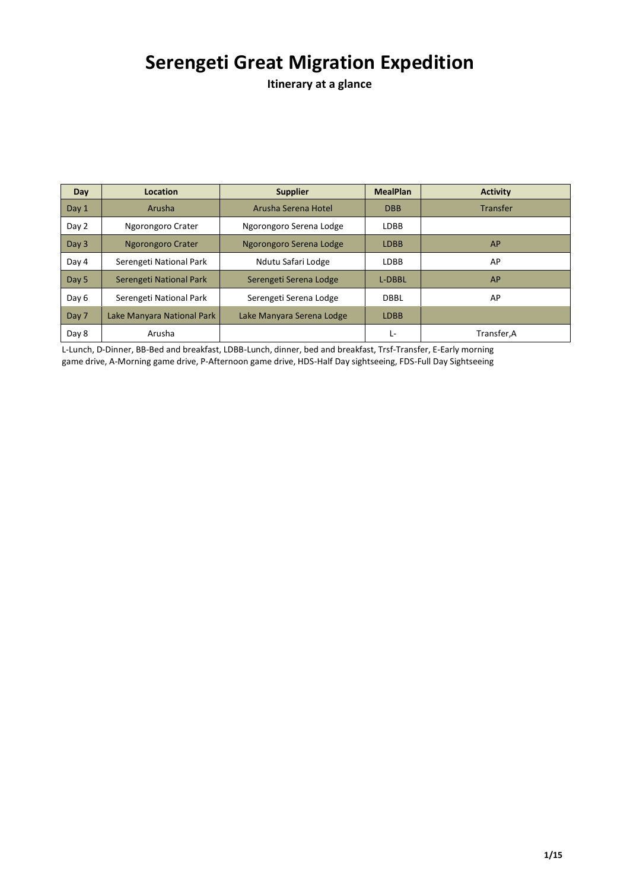# Serengeti Great Migration Expedition

**Itinerary at a glance**

| Day | Location | Supplier | MealPlan | Activity |
|---|---|---|---|---|
| Day 1 | Arusha | Arusha Serena Hotel | DBB | Transfer |
| Day 2 | Ngorongoro Crater | Ngorongoro Serena Lodge | LDBB | |
| Day 3 | Ngorongoro Crater | Ngorongoro Serena Lodge | LDBB | AP |
| Day 4 | Serengeti National Park | Ndutu Safari Lodge | LDBB | AP |
| Day 5 | Serengeti National Park | Serengeti Serena Lodge | L-DBBL | AP |
| Day 6 | Serengeti National Park | Serengeti Serena Lodge | DBBL | AP |
| Day 7 | Lake Manyara National Park | Lake Manyara Serena Lodge | LDBB | |
| Day 8 | Arusha | | L- | Transfer,A |

L-Lunch, D-Dinner, BB-Bed and breakfast, LDBB-Lunch, dinner, bed and breakfast, Trsf-Transfer, E-Early morning game drive, A-Morning game drive, P-Afternoon game drive, HDS-Half Day sightseeing, FDS-Full Day Sightseeing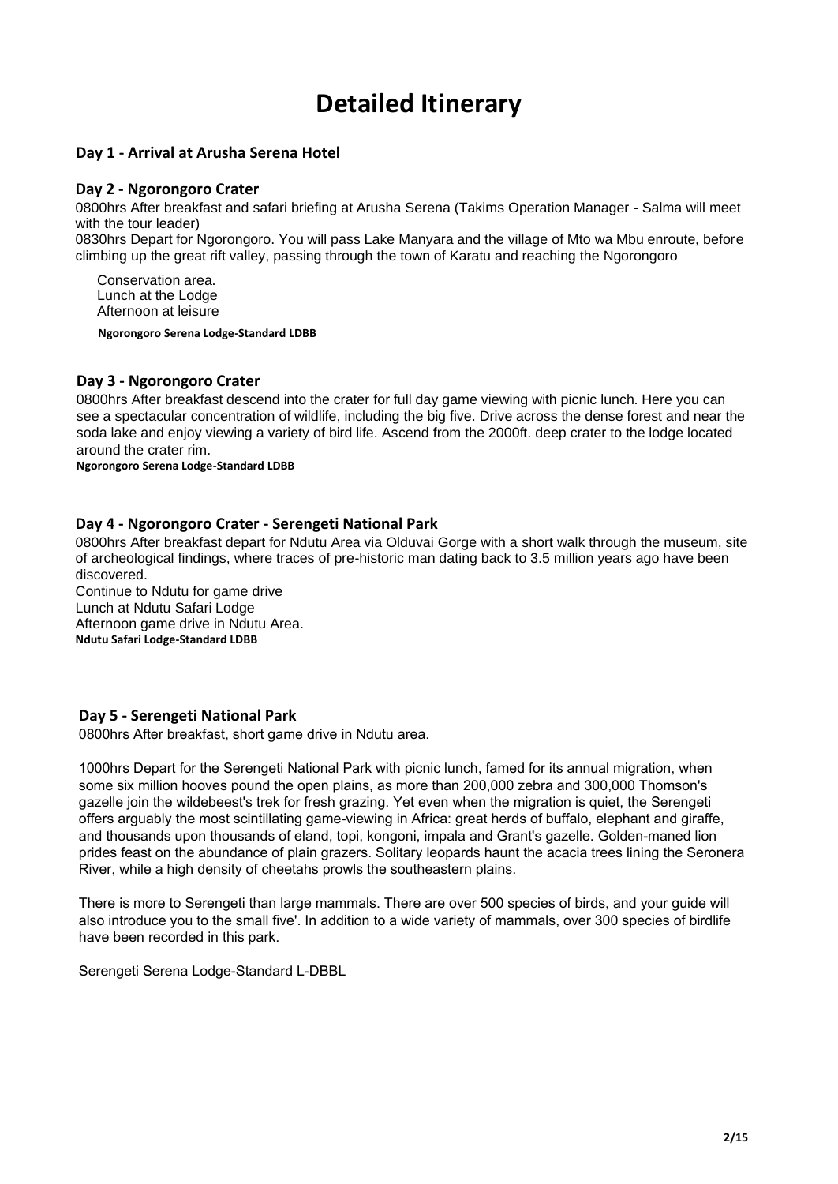# Detailed Itinerary

### Day 1 - Arrival at Arusha Serena Hotel

### Day 2 - Ngorongoro Crater

0800hrs After breakfast and safari briefing at Arusha Serena (Takims Operation Manager - Salma will meet with the tour leader)

0830hrs Depart for Ngorongoro. You will pass Lake Manyara and the village of Mto wa Mbu enroute, before climbing up the great rift valley, passing through the town of Karatu and reaching the Ngorongoro

Conservation area.
Lunch at the Lodge
Afternoon at leisure

**Ngorongoro Serena Lodge-Standard LDBB**

### Day 3 - Ngorongoro Crater

0800hrs After breakfast descend into the crater for full day game viewing with picnic lunch. Here you can see a spectacular concentration of wildlife, including the big five. Drive across the dense forest and near the soda lake and enjoy viewing a variety of bird life. Ascend from the 2000ft. deep crater to the lodge located around the crater rim.

**Ngorongoro Serena Lodge-Standard LDBB**

### Day 4 - Ngorongoro Crater - Serengeti National Park

0800hrs After breakfast depart for Ndutu Area via Olduvai Gorge with a short walk through the museum, site of archeological findings, where traces of pre-historic man dating back to 3.5 million years ago have been discovered.

Continue to Ndutu for game drive
Lunch at Ndutu Safari Lodge
Afternoon game drive in Ndutu Area.

**Ndutu Safari Lodge-Standard LDBB**

### Day 5 - Serengeti National Park

0800hrs After breakfast, short game drive in Ndutu area.

1000hrs Depart for the Serengeti National Park with picnic lunch, famed for its annual migration, when some six million hooves pound the open plains, as more than 200,000 zebra and 300,000 Thomson's gazelle join the wildebeest's trek for fresh grazing. Yet even when the migration is quiet, the Serengeti offers arguably the most scintillating game-viewing in Africa: great herds of buffalo, elephant and giraffe, and thousands upon thousands of eland, topi, kongoni, impala and Grant's gazelle. Golden-maned lion prides feast on the abundance of plain grazers. Solitary leopards haunt the acacia trees lining the Seronera River, while a high density of cheetahs prowls the southeastern plains.

There is more to Serengeti than large mammals. There are over 500 species of birds, and your guide will also introduce you to the small five'. In addition to a wide variety of mammals, over 300 species of birdlife have been recorded in this park.

Serengeti Serena Lodge-Standard L-DBBL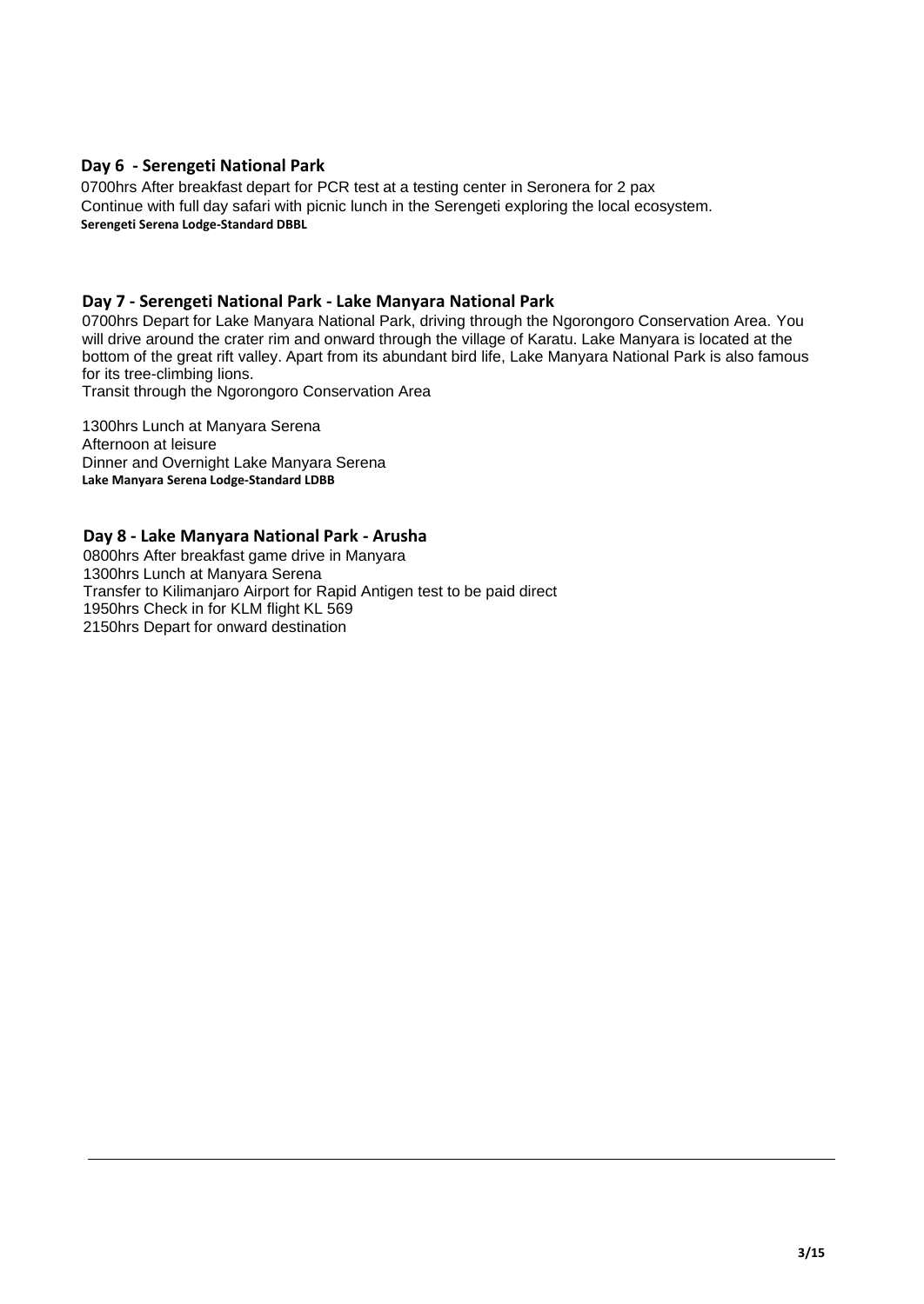### Day 6 - Serengeti National Park

0700hrs After breakfast depart for PCR test at a testing center in Seronera for 2 pax
Continue with full day safari with picnic lunch in the Serengeti exploring the local ecosystem.
**Serengeti Serena Lodge-Standard DBBL**

### Day 7 - Serengeti National Park - Lake Manyara National Park

0700hrs Depart for Lake Manyara National Park, driving through the Ngorongoro Conservation Area. You will drive around the crater rim and onward through the village of Karatu. Lake Manyara is located at the bottom of the great rift valley. Apart from its abundant bird life, Lake Manyara National Park is also famous for its tree-climbing lions.
Transit through the Ngorongoro Conservation Area

1300hrs Lunch at Manyara Serena
Afternoon at leisure
Dinner and Overnight Lake Manyara Serena
**Lake Manyara Serena Lodge-Standard LDBB**

### Day 8 - Lake Manyara National Park - Arusha

0800hrs After breakfast game drive in Manyara
1300hrs Lunch at Manyara Serena
Transfer to Kilimanjaro Airport for Rapid Antigen test to be paid direct
1950hrs Check in for KLM flight KL 569
2150hrs Depart for onward destination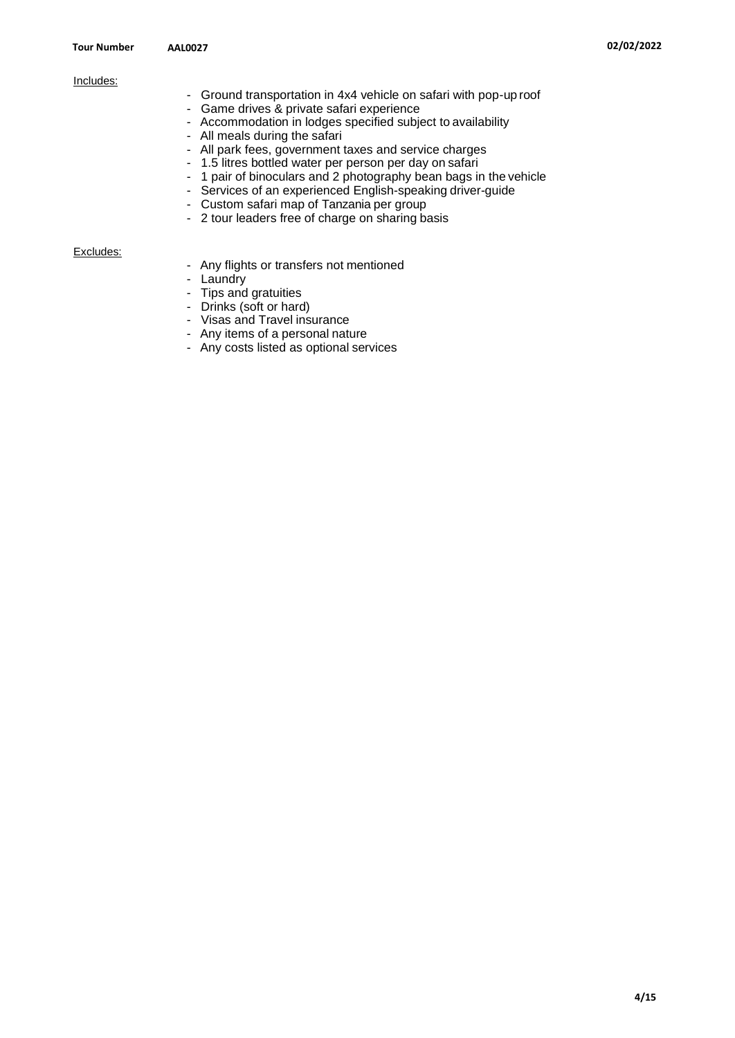Includes:

- Ground transportation in 4x4 vehicle on safari with pop-up roof
- Game drives & private safari experience
- Accommodation in lodges specified subject to availability
- All meals during the safari
- All park fees, government taxes and service charges
- 1.5 litres bottled water per person per day on safari
- 1 pair of binoculars and 2 photography bean bags in the vehicle
- Services of an experienced English-speaking driver-guide
- Custom safari map of Tanzania per group
- 2 tour leaders free of charge on sharing basis

Excludes:

- Any flights or transfers not mentioned
- Laundry
- Tips and gratuities
- Drinks (soft or hard)
- Visas and Travel insurance
- Any items of a personal nature
- Any costs listed as optional services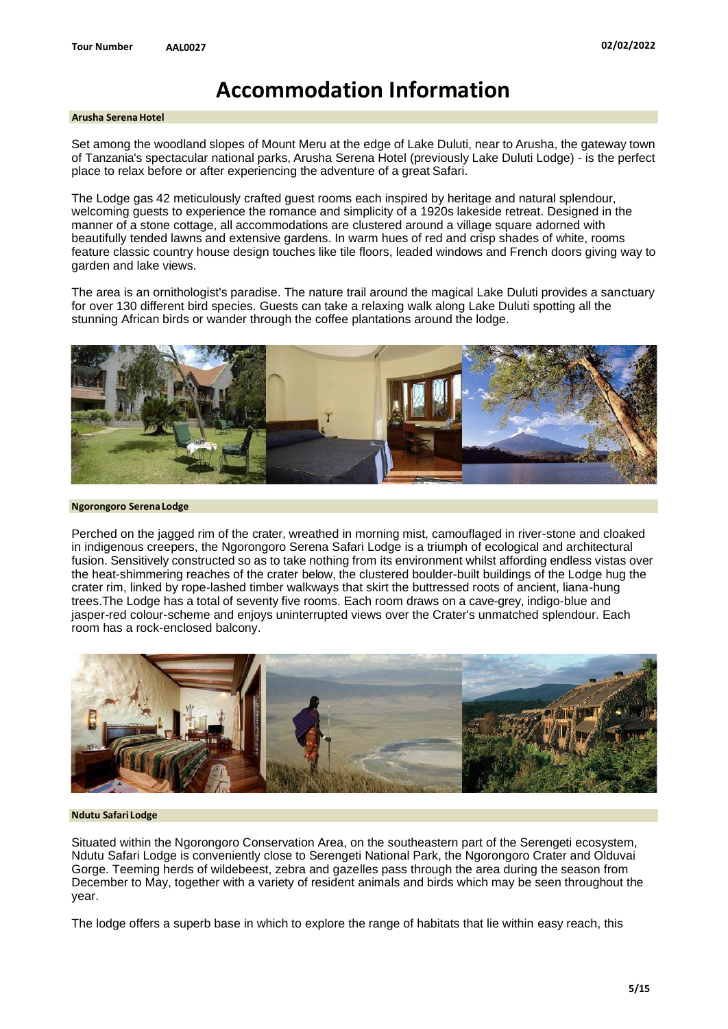# Accommodation Information

## Arusha Serena Hotel

Set among the woodland slopes of Mount Meru at the edge of Lake Duluti, near to Arusha, the gateway town of Tanzania's spectacular national parks, Arusha Serena Hotel (previously Lake Duluti Lodge) - is the perfect place to relax before or after experiencing the adventure of a great Safari.

The Lodge gas 42 meticulously crafted guest rooms each inspired by heritage and natural splendour, welcoming guests to experience the romance and simplicity of a 1920s lakeside retreat. Designed in the manner of a stone cottage, all accommodations are clustered around a village square adorned with beautifully tended lawns and extensive gardens. In warm hues of red and crisp shades of white, rooms feature classic country house design touches like tile floors, leaded windows and French doors giving way to garden and lake views.

The area is an ornithologist's paradise. The nature trail around the magical Lake Duluti provides a sanctuary for over 130 different bird species. Guests can take a relaxing walk along Lake Duluti spotting all the stunning African birds or wander through the coffee plantations around the lodge.

## Ngorongoro Serena Lodge

Perched on the jagged rim of the crater, wreathed in morning mist, camouflaged in river-stone and cloaked in indigenous creepers, the Ngorongoro Serena Safari Lodge is a triumph of ecological and architectural fusion. Sensitively constructed so as to take nothing from its environment whilst affording endless vistas over the heat-shimmering reaches of the crater below, the clustered boulder-built buildings of the Lodge hug the crater rim, linked by rope-lashed timber walkways that skirt the buttressed roots of ancient, liana-hung trees.The Lodge has a total of seventy five rooms. Each room draws on a cave-grey, indigo-blue and jasper-red colour-scheme and enjoys uninterrupted views over the Crater's unmatched splendour. Each room has a rock-enclosed balcony.

## Ndutu Safari Lodge

Situated within the Ngorongoro Conservation Area, on the southeastern part of the Serengeti ecosystem, Ndutu Safari Lodge is conveniently close to Serengeti National Park, the Ngorongoro Crater and Olduvai Gorge. Teeming herds of wildebeest, zebra and gazelles pass through the area during the season from December to May, together with a variety of resident animals and birds which may be seen throughout the year.

The lodge offers a superb base in which to explore the range of habitats that lie within easy reach, this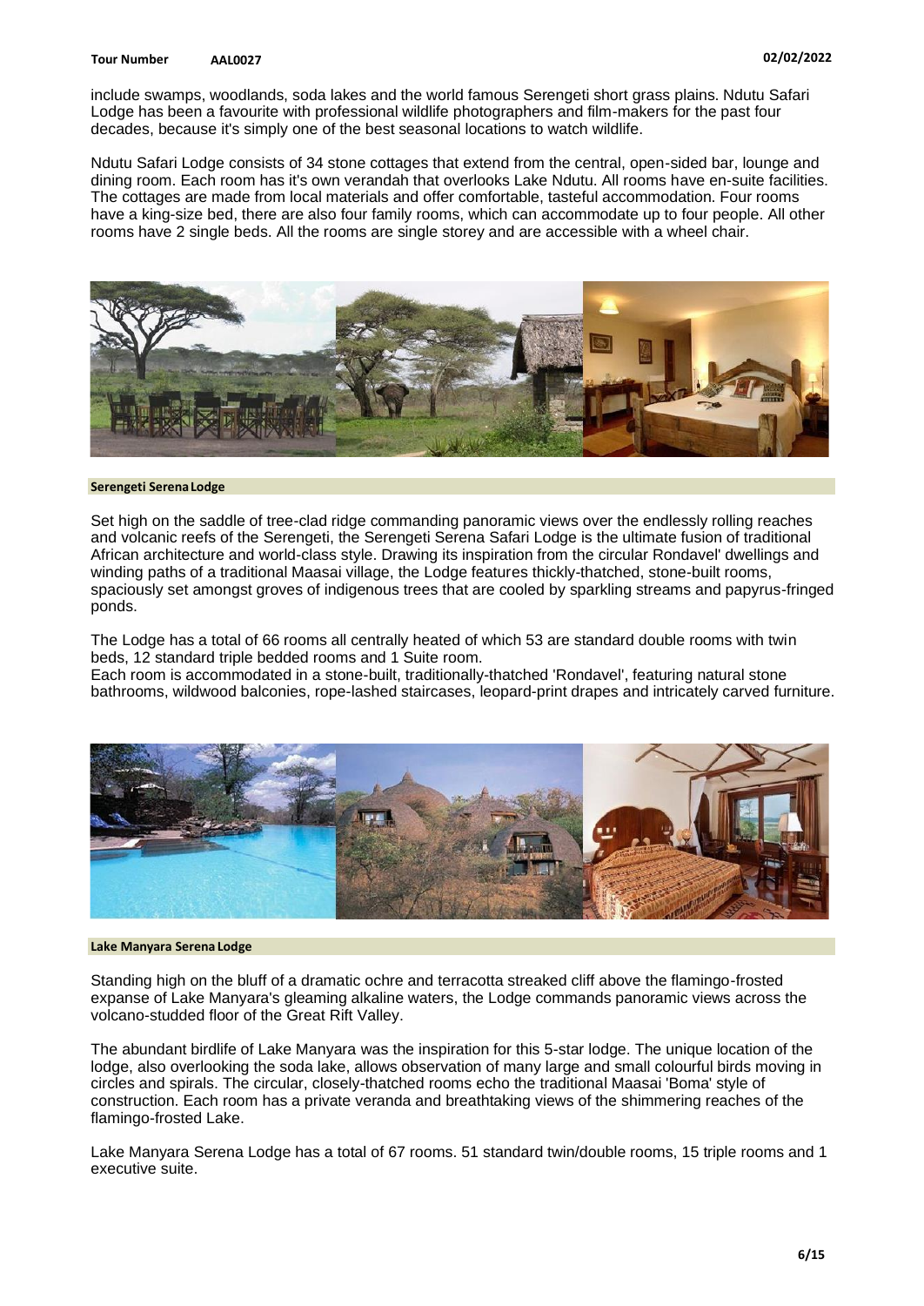include swamps, woodlands, soda lakes and the world famous Serengeti short grass plains. Ndutu Safari Lodge has been a favourite with professional wildlife photographers and film-makers for the past four decades, because it's simply one of the best seasonal locations to watch wildlife.

Ndutu Safari Lodge consists of 34 stone cottages that extend from the central, open-sided bar, lounge and dining room. Each room has it's own verandah that overlooks Lake Ndutu. All rooms have en-suite facilities. The cottages are made from local materials and offer comfortable, tasteful accommodation. Four rooms have a king-size bed, there are also four family rooms, which can accommodate up to four people. All other rooms have 2 single beds. All the rooms are single storey and are accessible with a wheel chair.

### Serengeti Serena Lodge

Set high on the saddle of tree-clad ridge commanding panoramic views over the endlessly rolling reaches and volcanic reefs of the Serengeti, the Serengeti Serena Safari Lodge is the ultimate fusion of traditional African architecture and world-class style. Drawing its inspiration from the circular Rondavel' dwellings and winding paths of a traditional Maasai village, the Lodge features thickly-thatched, stone-built rooms, spaciously set amongst groves of indigenous trees that are cooled by sparkling streams and papyrus-fringed ponds.

The Lodge has a total of 66 rooms all centrally heated of which 53 are standard double rooms with twin beds, 12 standard triple bedded rooms and 1 Suite room.
Each room is accommodated in a stone-built, traditionally-thatched 'Rondavel', featuring natural stone bathrooms, wildwood balconies, rope-lashed staircases, leopard-print drapes and intricately carved furniture.

### Lake Manyara Serena Lodge

Standing high on the bluff of a dramatic ochre and terracotta streaked cliff above the flamingo-frosted expanse of Lake Manyara's gleaming alkaline waters, the Lodge commands panoramic views across the volcano-studded floor of the Great Rift Valley.

The abundant birdlife of Lake Manyara was the inspiration for this 5-star lodge. The unique location of the lodge, also overlooking the soda lake, allows observation of many large and small colourful birds moving in circles and spirals. The circular, closely-thatched rooms echo the traditional Maasai 'Boma' style of construction. Each room has a private veranda and breathtaking views of the shimmering reaches of the flamingo-frosted Lake.

Lake Manyara Serena Lodge has a total of 67 rooms. 51 standard twin/double rooms, 15 triple rooms and 1 executive suite.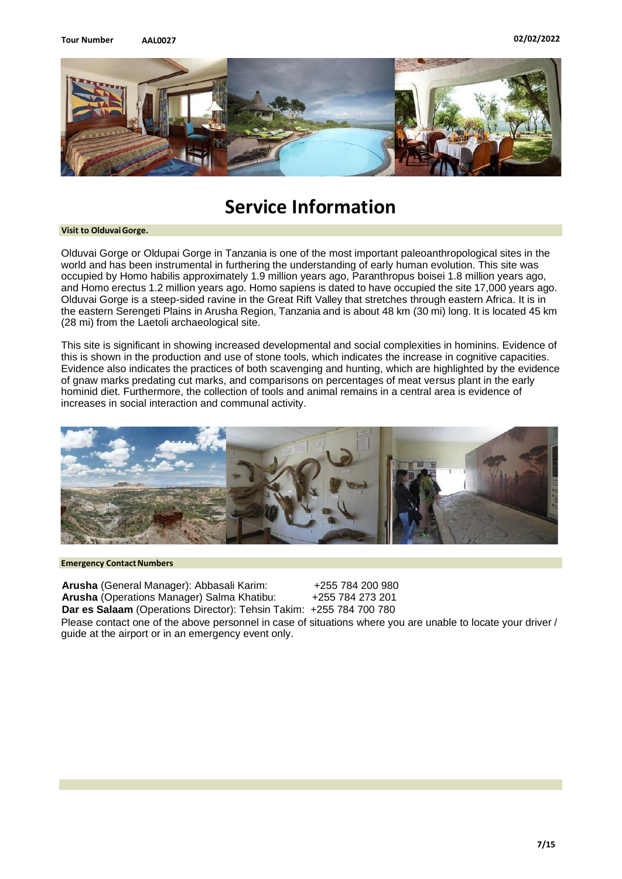# Service Information

**Visit to Olduvai Gorge.**

Olduvai Gorge or Oldupai Gorge in Tanzania is one of the most important paleoanthropological sites in the world and has been instrumental in furthering the understanding of early human evolution. This site was occupied by Homo habilis approximately 1.9 million years ago, Paranthropus boisei 1.8 million years ago, and Homo erectus 1.2 million years ago. Homo sapiens is dated to have occupied the site 17,000 years ago. Olduvai Gorge is a steep-sided ravine in the Great Rift Valley that stretches through eastern Africa. It is in the eastern Serengeti Plains in Arusha Region, Tanzania and is about 48 km (30 mi) long. It is located 45 km (28 mi) from the Laetoli archaeological site.

This site is significant in showing increased developmental and social complexities in hominins. Evidence of this is shown in the production and use of stone tools, which indicates the increase in cognitive capacities. Evidence also indicates the practices of both scavenging and hunting, which are highlighted by the evidence of gnaw marks predating cut marks, and comparisons on percentages of meat versus plant in the early hominid diet. Furthermore, the collection of tools and animal remains in a central area is evidence of increases in social interaction and communal activity.

**Emergency Contact Numbers**

**Arusha** (General Manager): Abbasali Karim: +255 784 200 980
**Arusha** (Operations Manager) Salma Khatibu: +255 784 273 201
**Dar es Salaam** (Operations Director): Tehsin Takim: +255 784 700 780

Please contact one of the above personnel in case of situations where you are unable to locate your driver / guide at the airport or in an emergency event only.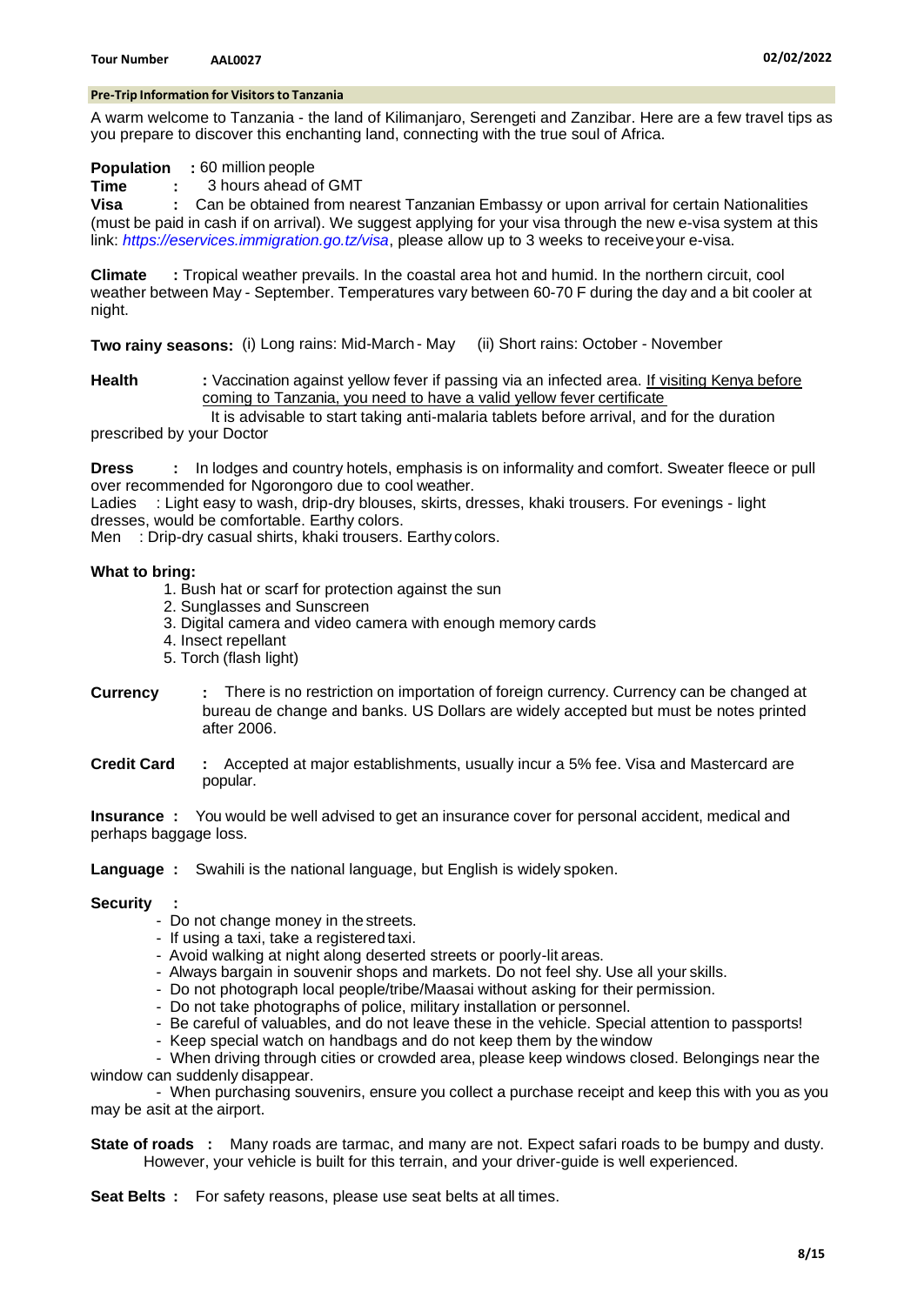**Tour Number AAL0027** **02/02/2022**

## Pre-Trip Information for Visitors to Tanzania

A warm welcome to Tanzania - the land of Kilimanjaro, Serengeti and Zanzibar. Here are a few travel tips as you prepare to discover this enchanting land, connecting with the true soul of Africa.

**Population :** 60 million people
**Time :** 3 hours ahead of GMT
**Visa :** Can be obtained from nearest Tanzanian Embassy or upon arrival for certain Nationalities (must be paid in cash if on arrival). We suggest applying for your visa through the new e-visa system at this link: *https://eservices.immigration.go.tz/visa*, please allow up to 3 weeks to receive your e-visa.

**Climate :** Tropical weather prevails. In the coastal area hot and humid. In the northern circuit, cool weather between May - September. Temperatures vary between 60-70 F during the day and a bit cooler at night.

**Two rainy seasons:** (i) Long rains: Mid-March - May (ii) Short rains: October - November

**Health :** Vaccination against yellow fever if passing via an infected area. If visiting Kenya before coming to Tanzania, you need to have a valid yellow fever certificate
It is advisable to start taking anti-malaria tablets before arrival, and for the duration prescribed by your Doctor

**Dress :** In lodges and country hotels, emphasis is on informality and comfort. Sweater fleece or pull over recommended for Ngorongoro due to cool weather.
Ladies : Light easy to wash, drip-dry blouses, skirts, dresses, khaki trousers. For evenings - light dresses, would be comfortable. Earthy colors.
Men : Drip-dry casual shirts, khaki trousers. Earthy colors.

**What to bring:**

1. Bush hat or scarf for protection against the sun
2. Sunglasses and Sunscreen
3. Digital camera and video camera with enough memory cards
4. Insect repellant
5. Torch (flash light)

**Currency :** There is no restriction on importation of foreign currency. Currency can be changed at bureau de change and banks. US Dollars are widely accepted but must be notes printed after 2006.

**Credit Card :** Accepted at major establishments, usually incur a 5% fee. Visa and Mastercard are popular.

**Insurance :** You would be well advised to get an insurance cover for personal accident, medical and perhaps baggage loss.

**Language :** Swahili is the national language, but English is widely spoken.

**Security :**

- Do not change money in the streets.
- If using a taxi, take a registered taxi.
- Avoid walking at night along deserted streets or poorly-lit areas.
- Always bargain in souvenir shops and markets. Do not feel shy. Use all your skills.
- Do not photograph local people/tribe/Maasai without asking for their permission.
- Do not take photographs of police, military installation or personnel.
- Be careful of valuables, and do not leave these in the vehicle. Special attention to passports!
- Keep special watch on handbags and do not keep them by the window
- When driving through cities or crowded area, please keep windows closed. Belongings near the window can suddenly disappear.
- When purchasing souvenirs, ensure you collect a purchase receipt and keep this with you as you may be asit at the airport.

**State of roads :** Many roads are tarmac, and many are not. Expect safari roads to be bumpy and dusty. However, your vehicle is built for this terrain, and your driver-guide is well experienced.

**Seat Belts :** For safety reasons, please use seat belts at all times.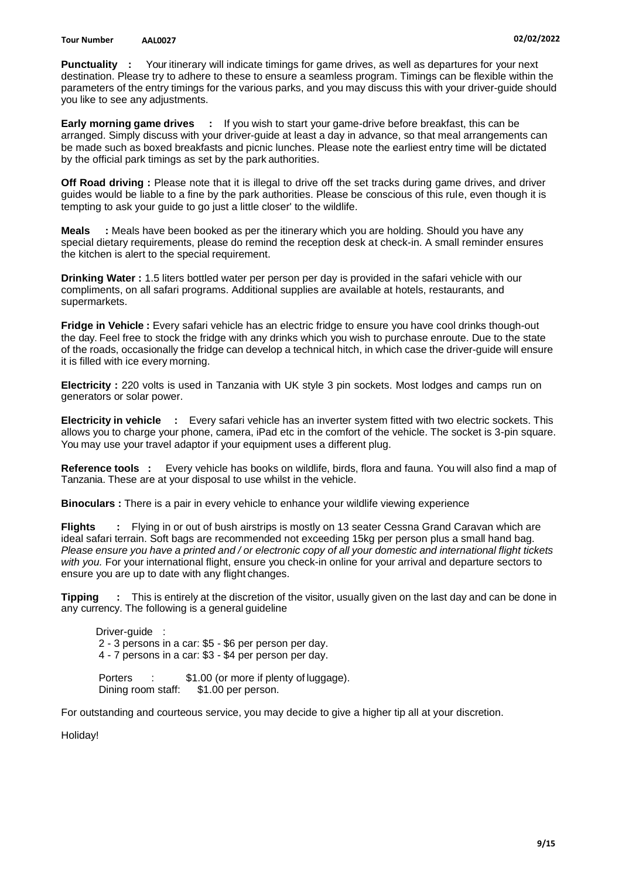**Punctuality :** Your itinerary will indicate timings for game drives, as well as departures for your next destination. Please try to adhere to these to ensure a seamless program. Timings can be flexible within the parameters of the entry timings for the various parks, and you may discuss this with your driver-guide should you like to see any adjustments.

**Early morning game drives :** If you wish to start your game-drive before breakfast, this can be arranged. Simply discuss with your driver-guide at least a day in advance, so that meal arrangements can be made such as boxed breakfasts and picnic lunches. Please note the earliest entry time will be dictated by the official park timings as set by the park authorities.

**Off Road driving :** Please note that it is illegal to drive off the set tracks during game drives, and driver guides would be liable to a fine by the park authorities. Please be conscious of this rule, even though it is tempting to ask your guide to go just a little closer' to the wildlife.

**Meals :** Meals have been booked as per the itinerary which you are holding. Should you have any special dietary requirements, please do remind the reception desk at check-in. A small reminder ensures the kitchen is alert to the special requirement.

**Drinking Water :** 1.5 liters bottled water per person per day is provided in the safari vehicle with our compliments, on all safari programs. Additional supplies are available at hotels, restaurants, and supermarkets.

**Fridge in Vehicle :** Every safari vehicle has an electric fridge to ensure you have cool drinks though-out the day. Feel free to stock the fridge with any drinks which you wish to purchase enroute. Due to the state of the roads, occasionally the fridge can develop a technical hitch, in which case the driver-guide will ensure it is filled with ice every morning.

**Electricity :** 220 volts is used in Tanzania with UK style 3 pin sockets. Most lodges and camps run on generators or solar power.

**Electricity in vehicle :** Every safari vehicle has an inverter system fitted with two electric sockets. This allows you to charge your phone, camera, iPad etc in the comfort of the vehicle. The socket is 3-pin square. You may use your travel adaptor if your equipment uses a different plug.

**Reference tools :** Every vehicle has books on wildlife, birds, flora and fauna. You will also find a map of Tanzania. These are at your disposal to use whilst in the vehicle.

**Binoculars :** There is a pair in every vehicle to enhance your wildlife viewing experience

**Flights :** Flying in or out of bush airstrips is mostly on 13 seater Cessna Grand Caravan which are ideal safari terrain. Soft bags are recommended not exceeding 15kg per person plus a small hand bag. *Please ensure you have a printed and / or electronic copy of all your domestic and international flight tickets with you.* For your international flight, ensure you check-in online for your arrival and departure sectors to ensure you are up to date with any flight changes.

**Tipping :** This is entirely at the discretion of the visitor, usually given on the last day and can be done in any currency. The following is a general guideline

Driver-guide :
2 - 3 persons in a car: $5 - $6 per person per day.
4 - 7 persons in a car: $3 - $4 per person per day.

Porters : $1.00 (or more if plenty of luggage).
Dining room staff: $1.00 per person.

For outstanding and courteous service, you may decide to give a higher tip all at your discretion.

Holiday!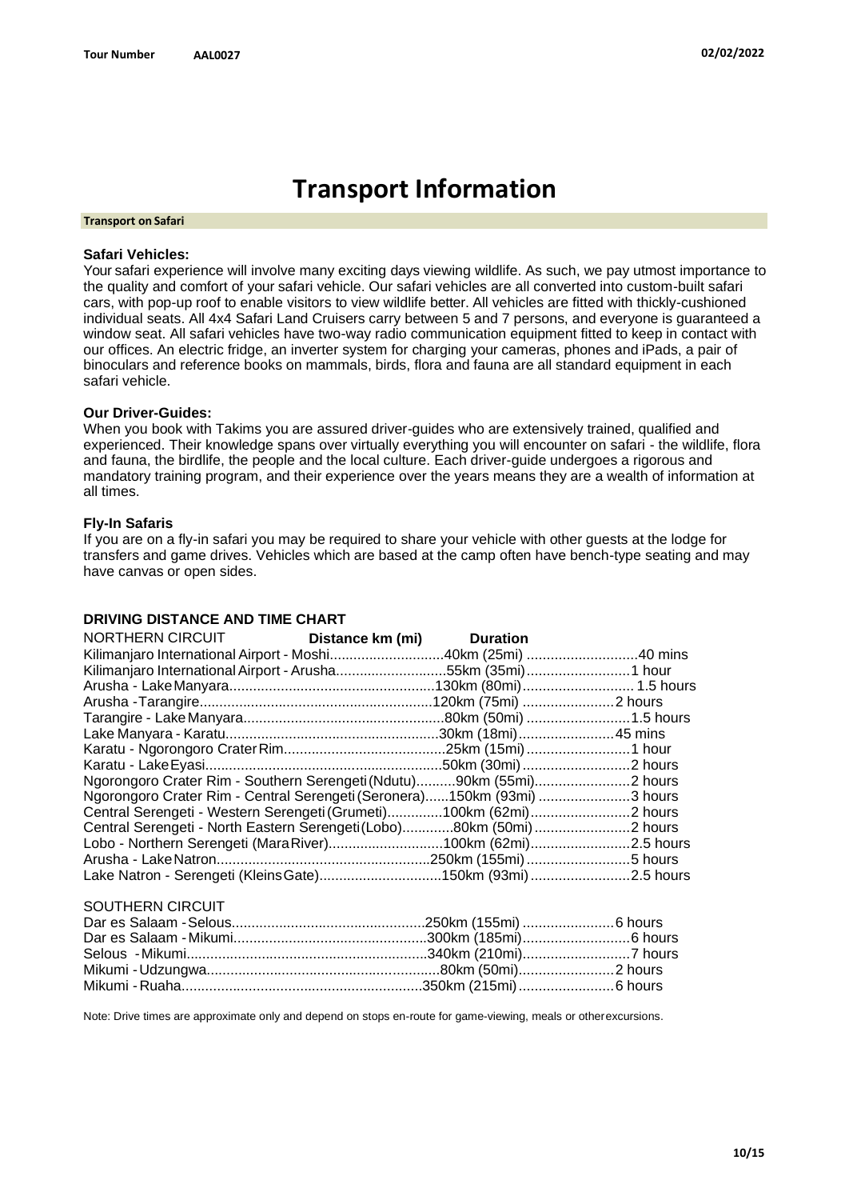# Transport Information

## Transport on Safari

### Safari Vehicles:

Your safari experience will involve many exciting days viewing wildlife. As such, we pay utmost importance to the quality and comfort of your safari vehicle. Our safari vehicles are all converted into custom-built safari cars, with pop-up roof to enable visitors to view wildlife better. All vehicles are fitted with thickly-cushioned individual seats. All 4x4 Safari Land Cruisers carry between 5 and 7 persons, and everyone is guaranteed a window seat. All safari vehicles have two-way radio communication equipment fitted to keep in contact with our offices. An electric fridge, an inverter system for charging your cameras, phones and iPads, a pair of binoculars and reference books on mammals, birds, flora and fauna are all standard equipment in each safari vehicle.

### Our Driver-Guides:

When you book with Takims you are assured driver-guides who are extensively trained, qualified and experienced. Their knowledge spans over virtually everything you will encounter on safari - the wildlife, flora and fauna, the birdlife, the people and the local culture. Each driver-guide undergoes a rigorous and mandatory training program, and their experience over the years means they are a wealth of information at all times.

### Fly-In Safaris

If you are on a fly-in safari you may be required to share your vehicle with other guests at the lodge for transfers and game drives. Vehicles which are based at the camp often have bench-type seating and may have canvas or open sides.

### DRIVING DISTANCE AND TIME CHART

| NORTHERN CIRCUIT | Distance km (mi) | Duration |
|---|---|---|
| Kilimanjaro International Airport - Moshi | 40km (25mi) | 40 mins |
| Kilimanjaro International Airport - Arusha | 55km (35mi) | 1 hour |
| Arusha - Lake Manyara | 130km (80mi) | 1.5 hours |
| Arusha - Tarangire | 120km (75mi) | 2 hours |
| Tarangire - Lake Manyara | 80km (50mi) | 1.5 hours |
| Lake Manyara - Karatu | 30km (18mi) | 45 mins |
| Karatu - Ngorongoro Crater Rim | 25km (15mi) | 1 hour |
| Karatu - Lake Eyasi | 50km (30mi) | 2 hours |
| Ngorongoro Crater Rim - Southern Serengeti (Ndutu) | 90km (55mi) | 2 hours |
| Ngorongoro Crater Rim - Central Serengeti (Seronera) | 150km (93mi) | 3 hours |
| Central Serengeti - Western Serengeti (Grumeti) | 100km (62mi) | 2 hours |
| Central Serengeti - North Eastern Serengeti (Lobo) | 80km (50mi) | 2 hours |
| Lobo - Northern Serengeti (Mara River) | 100km (62mi) | 2.5 hours |
| Arusha - Lake Natron | 250km (155mi) | 5 hours |
| Lake Natron - Serengeti (Kleins Gate) | 150km (93mi) | 2.5 hours |

| SOUTHERN CIRCUIT | | |
|---|---|---|
| Dar es Salaam - Selous | 250km (155mi) | 6 hours |
| Dar es Salaam - Mikumi | 300km (185mi) | 6 hours |
| Selous - Mikumi | 340km (210mi) | 7 hours |
| Mikumi - Udzungwa | 80km (50mi) | 2 hours |
| Mikumi - Ruaha | 350km (215mi) | 6 hours |

Note: Drive times are approximate only and depend on stops en-route for game-viewing, meals or other excursions.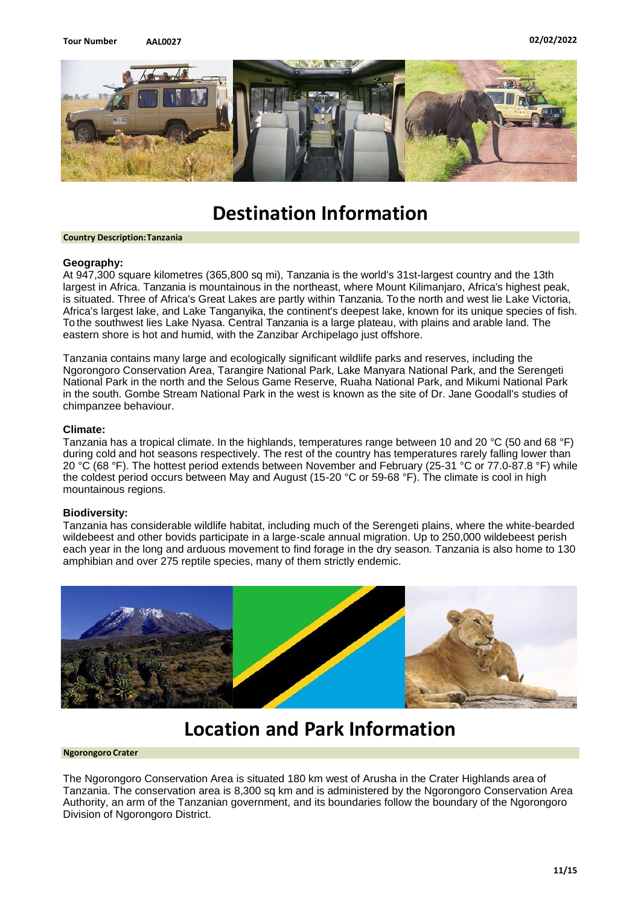# Destination Information

**Country Description: Tanzania**

### Geography:

At 947,300 square kilometres (365,800 sq mi), Tanzania is the world's 31st-largest country and the 13th largest in Africa. Tanzania is mountainous in the northeast, where Mount Kilimanjaro, Africa's highest peak, is situated. Three of Africa's Great Lakes are partly within Tanzania. To the north and west lie Lake Victoria, Africa's largest lake, and Lake Tanganyika, the continent's deepest lake, known for its unique species of fish. To the southwest lies Lake Nyasa. Central Tanzania is a large plateau, with plains and arable land. The eastern shore is hot and humid, with the Zanzibar Archipelago just offshore.

Tanzania contains many large and ecologically significant wildlife parks and reserves, including the Ngorongoro Conservation Area, Tarangire National Park, Lake Manyara National Park, and the Serengeti National Park in the north and the Selous Game Reserve, Ruaha National Park, and Mikumi National Park in the south. Gombe Stream National Park in the west is known as the site of Dr. Jane Goodall's studies of chimpanzee behaviour.

### Climate:

Tanzania has a tropical climate. In the highlands, temperatures range between 10 and 20 °C (50 and 68 °F) during cold and hot seasons respectively. The rest of the country has temperatures rarely falling lower than 20 °C (68 °F). The hottest period extends between November and February (25-31 °C or 77.0-87.8 °F) while the coldest period occurs between May and August (15-20 °C or 59-68 °F). The climate is cool in high mountainous regions.

### Biodiversity:

Tanzania has considerable wildlife habitat, including much of the Serengeti plains, where the white-bearded wildebeest and other bovids participate in a large-scale annual migration. Up to 250,000 wildebeest perish each year in the long and arduous movement to find forage in the dry season. Tanzania is also home to 130 amphibian and over 275 reptile species, many of them strictly endemic.

# Location and Park Information

**Ngorongoro Crater**

The Ngorongoro Conservation Area is situated 180 km west of Arusha in the Crater Highlands area of Tanzania. The conservation area is 8,300 sq km and is administered by the Ngorongoro Conservation Area Authority, an arm of the Tanzanian government, and its boundaries follow the boundary of the Ngorongoro Division of Ngorongoro District.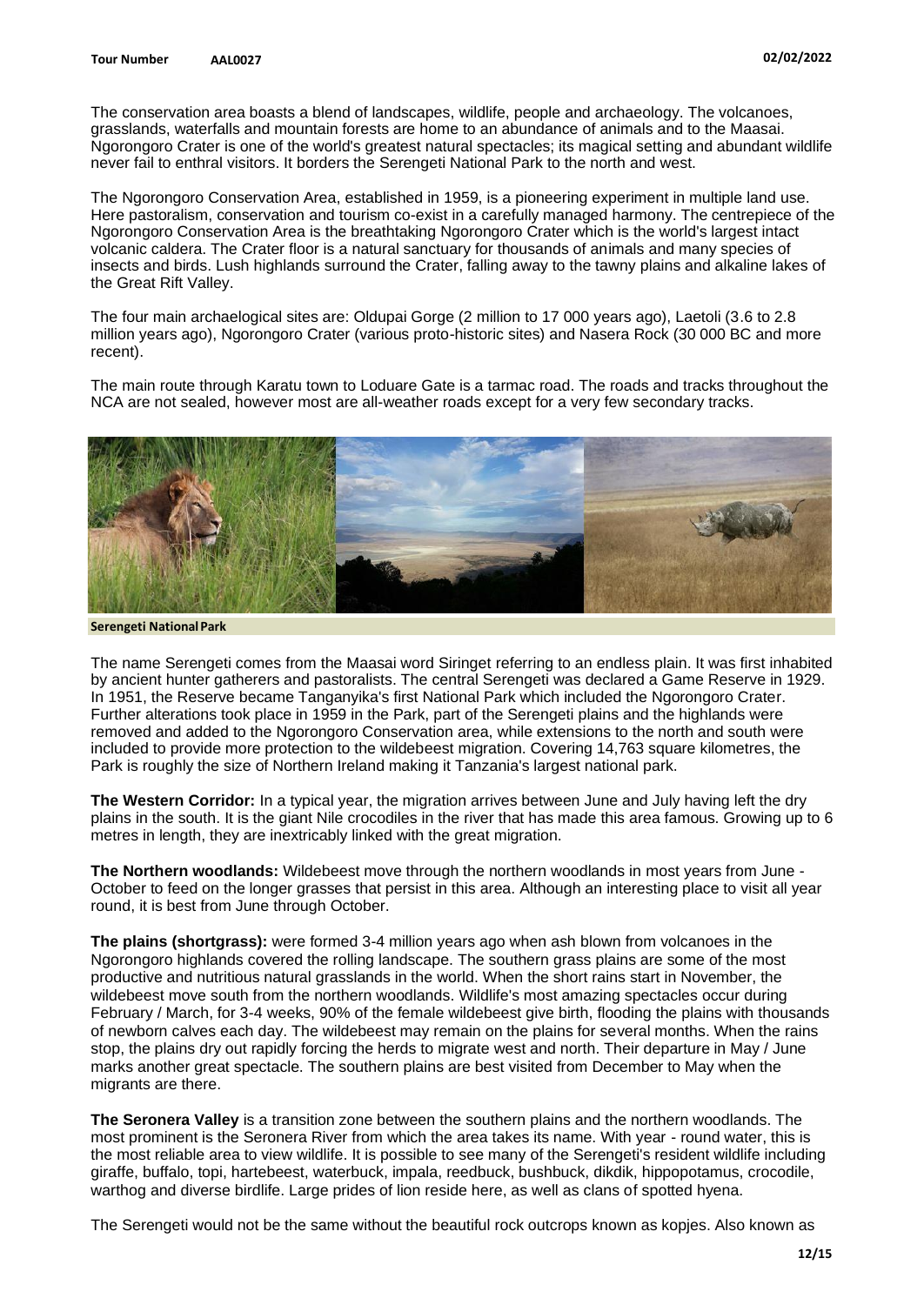The conservation area boasts a blend of landscapes, wildlife, people and archaeology. The volcanoes, grasslands, waterfalls and mountain forests are home to an abundance of animals and to the Maasai. Ngorongoro Crater is one of the world's greatest natural spectacles; its magical setting and abundant wildlife never fail to enthral visitors. It borders the Serengeti National Park to the north and west.

The Ngorongoro Conservation Area, established in 1959, is a pioneering experiment in multiple land use. Here pastoralism, conservation and tourism co-exist in a carefully managed harmony. The centrepiece of the Ngorongoro Conservation Area is the breathtaking Ngorongoro Crater which is the world's largest intact volcanic caldera. The Crater floor is a natural sanctuary for thousands of animals and many species of insects and birds. Lush highlands surround the Crater, falling away to the tawny plains and alkaline lakes of the Great Rift Valley.

The four main archaelogical sites are: Oldupai Gorge (2 million to 17 000 years ago), Laetoli (3.6 to 2.8 million years ago), Ngorongoro Crater (various proto-historic sites) and Nasera Rock (30 000 BC and more recent).

The main route through Karatu town to Loduare Gate is a tarmac road. The roads and tracks throughout the NCA are not sealed, however most are all-weather roads except for a very few secondary tracks.

## Serengeti National Park

The name Serengeti comes from the Maasai word Siringet referring to an endless plain. It was first inhabited by ancient hunter gatherers and pastoralists. The central Serengeti was declared a Game Reserve in 1929. In 1951, the Reserve became Tanganyika's first National Park which included the Ngorongoro Crater. Further alterations took place in 1959 in the Park, part of the Serengeti plains and the highlands were removed and added to the Ngorongoro Conservation area, while extensions to the north and south were included to provide more protection to the wildebeest migration. Covering 14,763 square kilometres, the Park is roughly the size of Northern Ireland making it Tanzania's largest national park.

**The Western Corridor:** In a typical year, the migration arrives between June and July having left the dry plains in the south. It is the giant Nile crocodiles in the river that has made this area famous. Growing up to 6 metres in length, they are inextricably linked with the great migration.

**The Northern woodlands:** Wildebeest move through the northern woodlands in most years from June - October to feed on the longer grasses that persist in this area. Although an interesting place to visit all year round, it is best from June through October.

**The plains (shortgrass):** were formed 3-4 million years ago when ash blown from volcanoes in the Ngorongoro highlands covered the rolling landscape. The southern grass plains are some of the most productive and nutritious natural grasslands in the world. When the short rains start in November, the wildebeest move south from the northern woodlands. Wildlife's most amazing spectacles occur during February / March, for 3-4 weeks, 90% of the female wildebeest give birth, flooding the plains with thousands of newborn calves each day. The wildebeest may remain on the plains for several months. When the rains stop, the plains dry out rapidly forcing the herds to migrate west and north. Their departure in May / June marks another great spectacle. The southern plains are best visited from December to May when the migrants are there.

**The Seronera Valley** is a transition zone between the southern plains and the northern woodlands. The most prominent is the Seronera River from which the area takes its name. With year - round water, this is the most reliable area to view wildlife. It is possible to see many of the Serengeti's resident wildlife including giraffe, buffalo, topi, hartebeest, waterbuck, impala, reedbuck, bushbuck, dikdik, hippopotamus, crocodile, warthog and diverse birdlife. Large prides of lion reside here, as well as clans of spotted hyena.

The Serengeti would not be the same without the beautiful rock outcrops known as kopjes. Also known as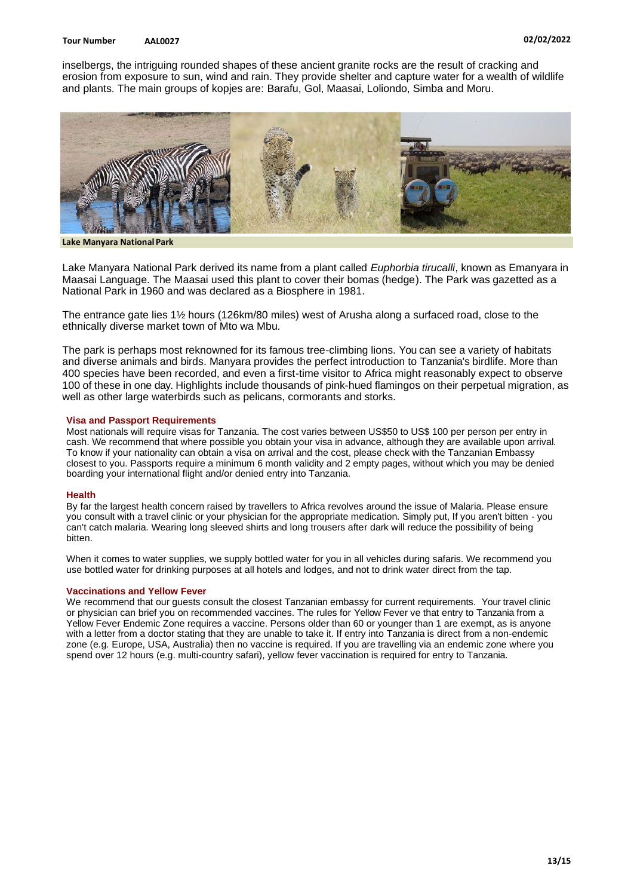inselbergs, the intriguing rounded shapes of these ancient granite rocks are the result of cracking and erosion from exposure to sun, wind and rain. They provide shelter and capture water for a wealth of wildlife and plants. The main groups of kopjes are: Barafu, Gol, Maasai, Loliondo, Simba and Moru.

## Lake Manyara National Park

Lake Manyara National Park derived its name from a plant called *Euphorbia tirucalli*, known as Emanyara in Maasai Language. The Maasai used this plant to cover their bomas (hedge). The Park was gazetted as a National Park in 1960 and was declared as a Biosphere in 1981.

The entrance gate lies 1½ hours (126km/80 miles) west of Arusha along a surfaced road, close to the ethnically diverse market town of Mto wa Mbu.

The park is perhaps most reknowned for its famous tree-climbing lions. You can see a variety of habitats and diverse animals and birds. Manyara provides the perfect introduction to Tanzania's birdlife. More than 400 species have been recorded, and even a first-time visitor to Africa might reasonably expect to observe 100 of these in one day. Highlights include thousands of pink-hued flamingos on their perpetual migration, as well as other large waterbirds such as pelicans, cormorants and storks.

### Visa and Passport Requirements

Most nationals will require visas for Tanzania. The cost varies between US$50 to US$ 100 per person per entry in cash. We recommend that where possible you obtain your visa in advance, although they are available upon arrival. To know if your nationality can obtain a visa on arrival and the cost, please check with the Tanzanian Embassy closest to you. Passports require a minimum 6 month validity and 2 empty pages, without which you may be denied boarding your international flight and/or denied entry into Tanzania.

### Health

By far the largest health concern raised by travellers to Africa revolves around the issue of Malaria. Please ensure you consult with a travel clinic or your physician for the appropriate medication. Simply put, If you aren't bitten - you can't catch malaria. Wearing long sleeved shirts and long trousers after dark will reduce the possibility of being bitten.

When it comes to water supplies, we supply bottled water for you in all vehicles during safaris. We recommend you use bottled water for drinking purposes at all hotels and lodges, and not to drink water direct from the tap.

### Vaccinations and Yellow Fever

We recommend that our guests consult the closest Tanzanian embassy for current requirements. Your travel clinic or physician can brief you on recommended vaccines. The rules for Yellow Fever ve that entry to Tanzania from a Yellow Fever Endemic Zone requires a vaccine. Persons older than 60 or younger than 1 are exempt, as is anyone with a letter from a doctor stating that they are unable to take it. If entry into Tanzania is direct from a non-endemic zone (e.g. Europe, USA, Australia) then no vaccine is required. If you are travelling via an endemic zone where you spend over 12 hours (e.g. multi-country safari), yellow fever vaccination is required for entry to Tanzania.